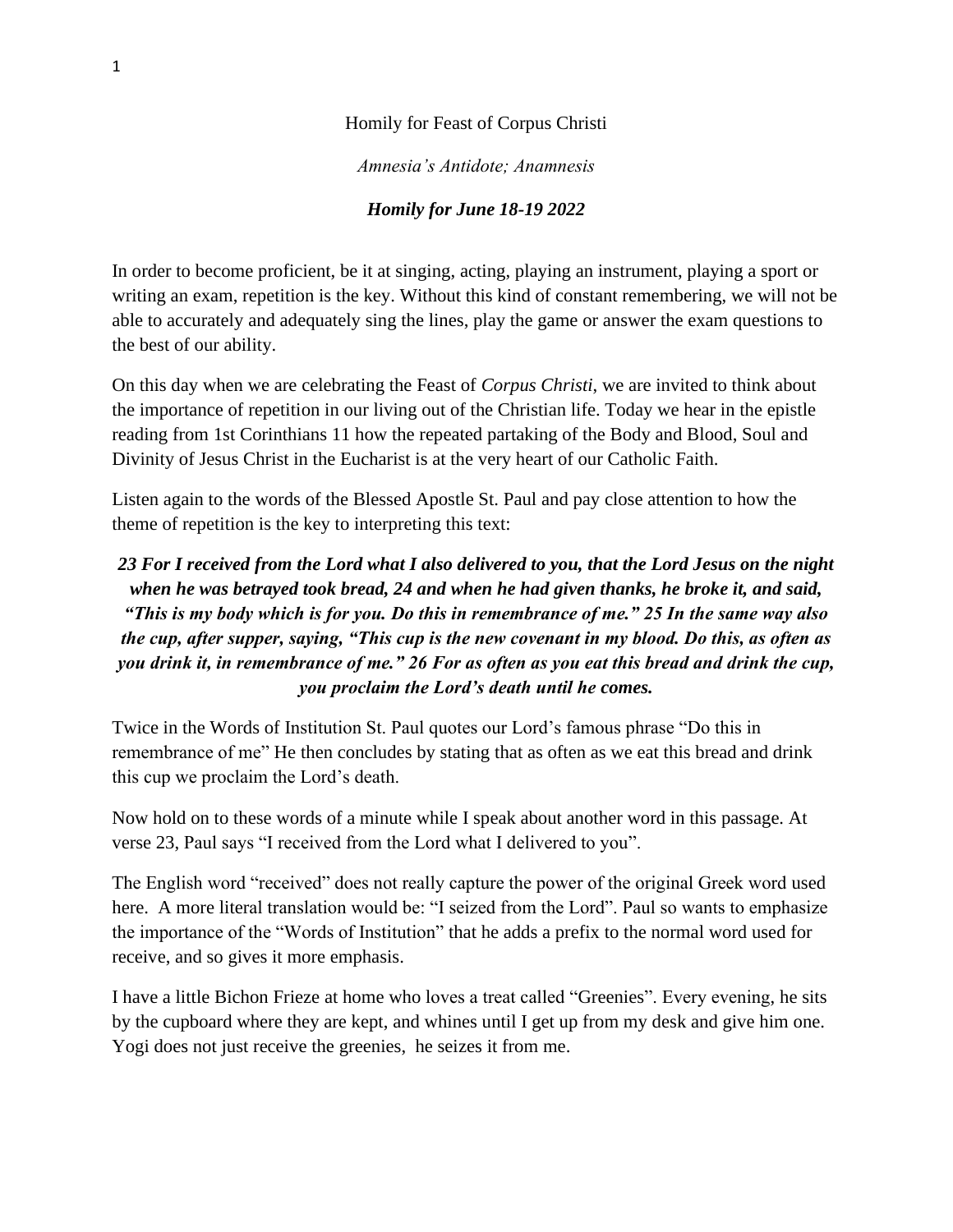Homily for Feast of Corpus Christi

*Amnesia's Antidote; Anamnesis*

***Homily for June 18-19 2022***

In order to become proficient, be it at singing, acting, playing an instrument, playing a sport or writing an exam, repetition is the key. Without this kind of constant remembering, we will not be able to accurately and adequately sing the lines, play the game or answer the exam questions to the best of our ability.

On this day when we are celebrating the Feast of *Corpus Christi*, we are invited to think about the importance of repetition in our living out of the Christian life. Today we hear in the epistle reading from 1st Corinthians 11 how the repeated partaking of the Body and Blood, Soul and Divinity of Jesus Christ in the Eucharist is at the very heart of our Catholic Faith.

Listen again to the words of the Blessed Apostle St. Paul and pay close attention to how the theme of repetition is the key to interpreting this text:

***23 For I received from the Lord what I also delivered to you, that the Lord Jesus on the night when he was betrayed took bread, 24 and when he had given thanks, he broke it, and said, "This is my body which is for you. Do this in remembrance of me." 25 In the same way also the cup, after supper, saying, "This cup is the new covenant in my blood. Do this, as often as you drink it, in remembrance of me." 26 For as often as you eat this bread and drink the cup, you proclaim the Lord's death until he comes.***

Twice in the Words of Institution St. Paul quotes our Lord's famous phrase "Do this in remembrance of me" He then concludes by stating that as often as we eat this bread and drink this cup we proclaim the Lord's death.

Now hold on to these words of a minute while I speak about another word in this passage. At verse 23, Paul says "I received from the Lord what I delivered to you".

The English word "received" does not really capture the power of the original Greek word used here. A more literal translation would be: "I seized from the Lord". Paul so wants to emphasize the importance of the "Words of Institution" that he adds a prefix to the normal word used for receive, and so gives it more emphasis.

I have a little Bichon Frieze at home who loves a treat called "Greenies". Every evening, he sits by the cupboard where they are kept, and whines until I get up from my desk and give him one. Yogi does not just receive the greenies, he seizes it from me.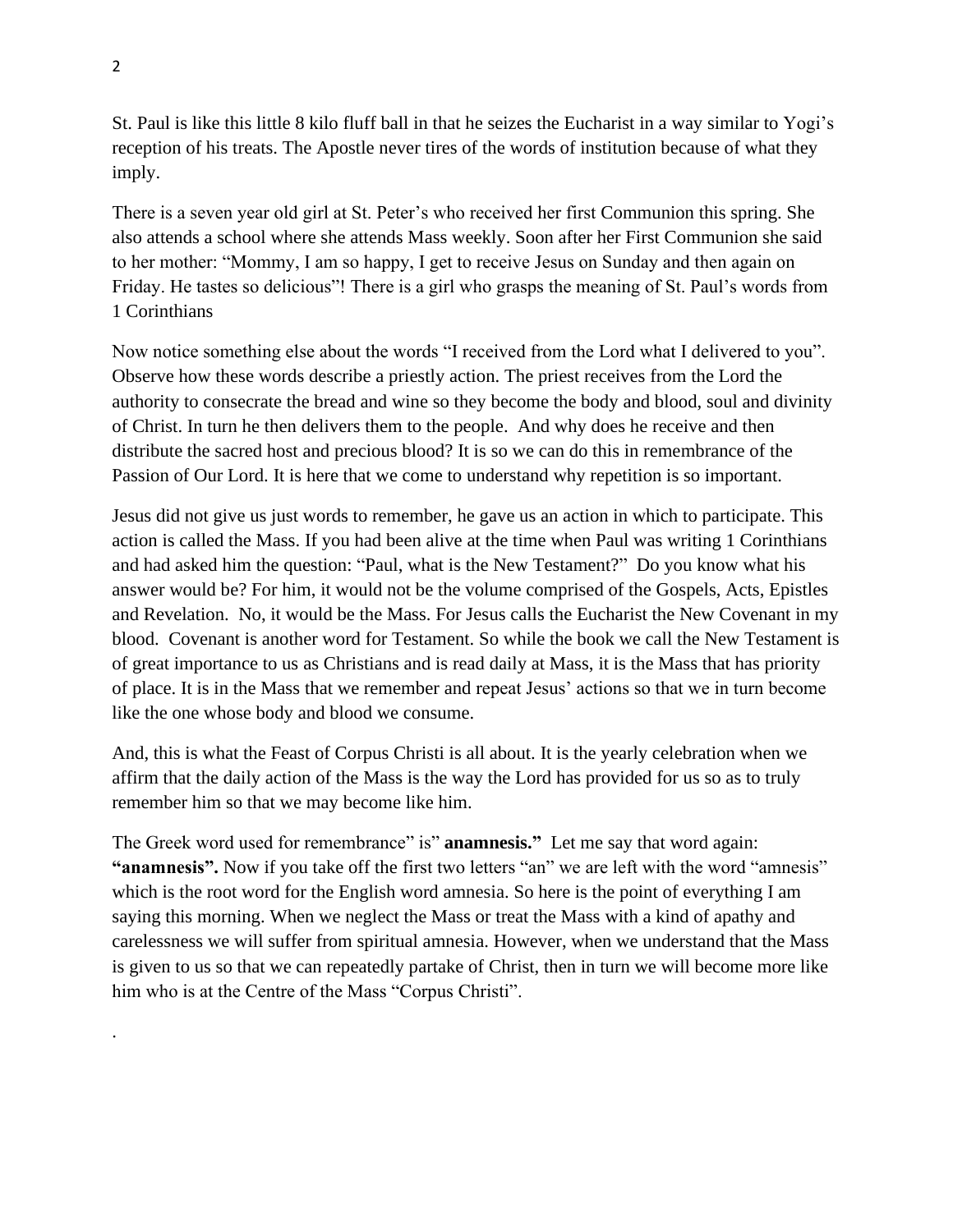St. Paul is like this little 8 kilo fluff ball in that he seizes the Eucharist in a way similar to Yogi's reception of his treats. The Apostle never tires of the words of institution because of what they imply.

There is a seven year old girl at St. Peter's who received her first Communion this spring. She also attends a school where she attends Mass weekly. Soon after her First Communion she said to her mother: "Mommy, I am so happy, I get to receive Jesus on Sunday and then again on Friday. He tastes so delicious"! There is a girl who grasps the meaning of St. Paul's words from 1 Corinthians

Now notice something else about the words "I received from the Lord what I delivered to you". Observe how these words describe a priestly action. The priest receives from the Lord the authority to consecrate the bread and wine so they become the body and blood, soul and divinity of Christ. In turn he then delivers them to the people. And why does he receive and then distribute the sacred host and precious blood? It is so we can do this in remembrance of the Passion of Our Lord. It is here that we come to understand why repetition is so important.

Jesus did not give us just words to remember, he gave us an action in which to participate. This action is called the Mass. If you had been alive at the time when Paul was writing 1 Corinthians and had asked him the question: "Paul, what is the New Testament?" Do you know what his answer would be? For him, it would not be the volume comprised of the Gospels, Acts, Epistles and Revelation. No, it would be the Mass. For Jesus calls the Eucharist the New Covenant in my blood. Covenant is another word for Testament. So while the book we call the New Testament is of great importance to us as Christians and is read daily at Mass, it is the Mass that has priority of place. It is in the Mass that we remember and repeat Jesus' actions so that we in turn become like the one whose body and blood we consume.

And, this is what the Feast of Corpus Christi is all about. It is the yearly celebration when we affirm that the daily action of the Mass is the way the Lord has provided for us so as to truly remember him so that we may become like him.

The Greek word used for remembrance" is" **anamnesis."** Let me say that word again: **"anamnesis".** Now if you take off the first two letters "an" we are left with the word "amnesis" which is the root word for the English word amnesia. So here is the point of everything I am saying this morning. When we neglect the Mass or treat the Mass with a kind of apathy and carelessness we will suffer from spiritual amnesia. However, when we understand that the Mass is given to us so that we can repeatedly partake of Christ, then in turn we will become more like him who is at the Centre of the Mass "Corpus Christi".

.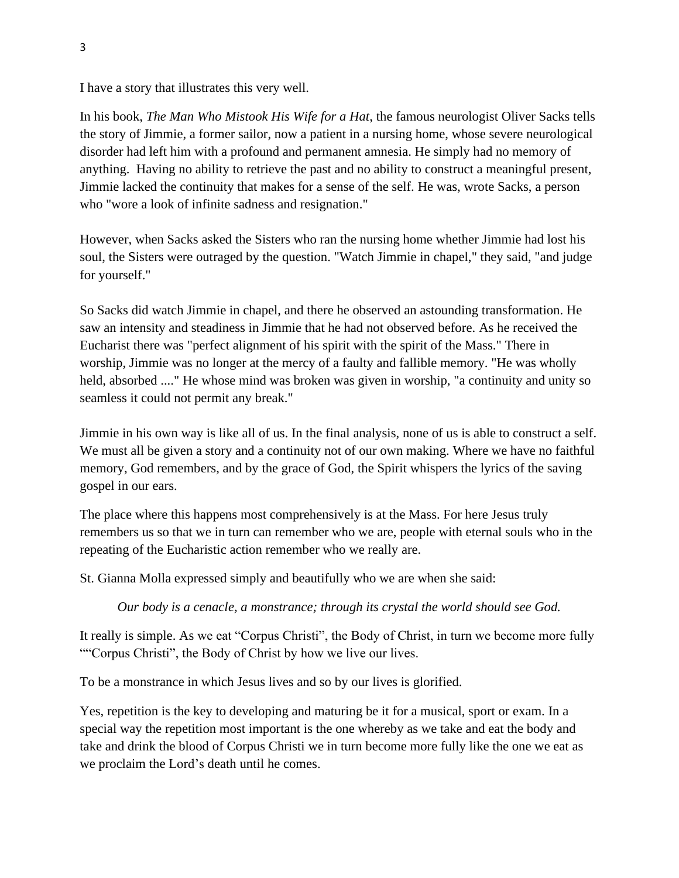I have a story that illustrates this very well.

In his book, *The Man Who Mistook His Wife for a Hat*, the famous neurologist Oliver Sacks tells the story of Jimmie, a former sailor, now a patient in a nursing home, whose severe neurological disorder had left him with a profound and permanent amnesia. He simply had no memory of anything. Having no ability to retrieve the past and no ability to construct a meaningful present, Jimmie lacked the continuity that makes for a sense of the self. He was, wrote Sacks, a person who "wore a look of infinite sadness and resignation."

However, when Sacks asked the Sisters who ran the nursing home whether Jimmie had lost his soul, the Sisters were outraged by the question. "Watch Jimmie in chapel," they said, "and judge for yourself."

So Sacks did watch Jimmie in chapel, and there he observed an astounding transformation. He saw an intensity and steadiness in Jimmie that he had not observed before. As he received the Eucharist there was "perfect alignment of his spirit with the spirit of the Mass." There in worship, Jimmie was no longer at the mercy of a faulty and fallible memory. "He was wholly held, absorbed ...." He whose mind was broken was given in worship, "a continuity and unity so seamless it could not permit any break."

Jimmie in his own way is like all of us. In the final analysis, none of us is able to construct a self. We must all be given a story and a continuity not of our own making. Where we have no faithful memory, God remembers, and by the grace of God, the Spirit whispers the lyrics of the saving gospel in our ears.

The place where this happens most comprehensively is at the Mass. For here Jesus truly remembers us so that we in turn can remember who we are, people with eternal souls who in the repeating of the Eucharistic action remember who we really are.

St. Gianna Molla expressed simply and beautifully who we are when she said:

> *Our body is a cenacle, a monstrance; through its crystal the world should see God.*

It really is simple. As we eat "Corpus Christi", the Body of Christ, in turn we become more fully ""Corpus Christi", the Body of Christ by how we live our lives.

To be a monstrance in which Jesus lives and so by our lives is glorified.

Yes, repetition is the key to developing and maturing be it for a musical, sport or exam. In a special way the repetition most important is the one whereby as we take and eat the body and take and drink the blood of Corpus Christi we in turn become more fully like the one we eat as we proclaim the Lord's death until he comes.